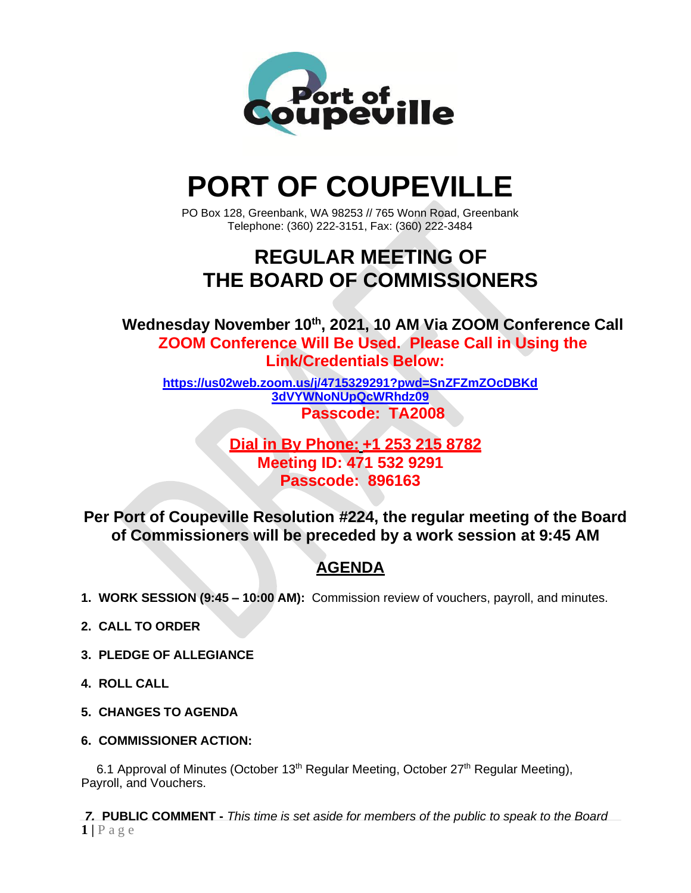# PORT OF COUPEVILLE

PO Box 128, Greenbank, WA 98253 // 765 Wonn Road, Greenbank
Telephone: (360) 222-3151, Fax: (360) 222-3484

## REGULAR MEETING OF THE BOARD OF COMMISSIONERS

**Wednesday November 10th, 2021, 10 AM Via ZOOM Conference Call**

**ZOOM Conference Will Be Used. Please Call in Using the Link/Credentials Below:**

**https://us02web.zoom.us/j/4715329291?pwd=SnZFZmZOcDBKd3dVYWNoNUpQcWRhdz09**

**Passcode: TA2008**

**Dial in By Phone: +1 253 215 8782**
**Meeting ID: 471 532 9291**
**Passcode: 896163**

**Per Port of Coupeville Resolution #224, the regular meeting of the Board of Commissioners will be preceded by a work session at 9:45 AM**

## AGENDA

1. **WORK SESSION (9:45 – 10:00 AM):** Commission review of vouchers, payroll, and minutes.
2. **CALL TO ORDER**
3. **PLEDGE OF ALLEGIANCE**
4. **ROLL CALL**
5. **CHANGES TO AGENDA**
6. **COMMISSIONER ACTION:**

   6.1 Approval of Minutes (October 13th Regular Meeting, October 27th Regular Meeting), Payroll, and Vouchers.

7. **PUBLIC COMMENT -** *This time is set aside for members of the public to speak to the Board*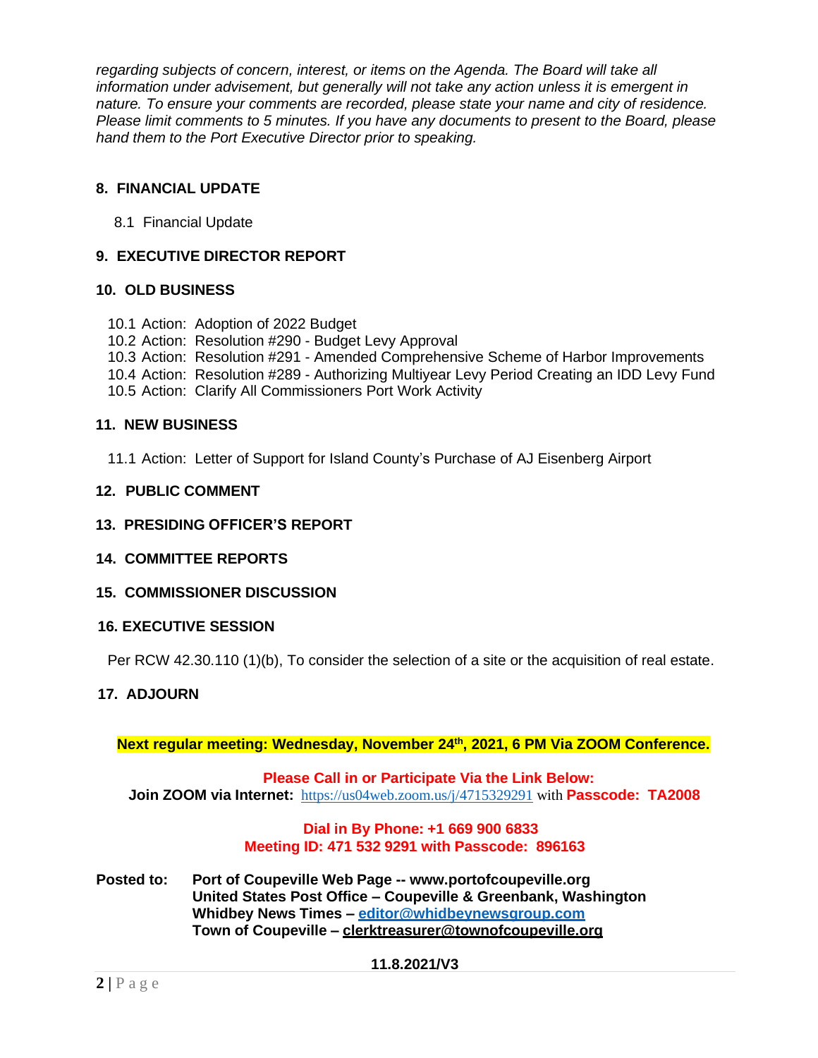*regarding subjects of concern, interest, or items on the Agenda. The Board will take all information under advisement, but generally will not take any action unless it is emergent in nature. To ensure your comments are recorded, please state your name and city of residence. Please limit comments to 5 minutes. If you have any documents to present to the Board, please hand them to the Port Executive Director prior to speaking.*

**8. FINANCIAL UPDATE**

8.1 Financial Update

**9. EXECUTIVE DIRECTOR REPORT**

**10. OLD BUSINESS**

10.1 Action: Adoption of 2022 Budget
10.2 Action: Resolution #290 - Budget Levy Approval
10.3 Action: Resolution #291 - Amended Comprehensive Scheme of Harbor Improvements
10.4 Action: Resolution #289 - Authorizing Multiyear Levy Period Creating an IDD Levy Fund
10.5 Action: Clarify All Commissioners Port Work Activity

**11. NEW BUSINESS**

11.1 Action: Letter of Support for Island County's Purchase of AJ Eisenberg Airport

**12. PUBLIC COMMENT**

**13. PRESIDING OFFICER'S REPORT**

**14. COMMITTEE REPORTS**

**15. COMMISSIONER DISCUSSION**

**16. EXECUTIVE SESSION**

Per RCW 42.30.110 (1)(b), To consider the selection of a site or the acquisition of real estate.

**17. ADJOURN**

**Next regular meeting: Wednesday, November 24th, 2021, 6 PM Via ZOOM Conference.**

**Please Call in or Participate Via the Link Below:**
**Join ZOOM via Internet:** https://us04web.zoom.us/j/4715329291 with **Passcode: TA2008**

**Dial in By Phone: +1 669 900 6833**
**Meeting ID: 471 532 9291 with Passcode: 896163**

**Posted to:** **Port of Coupeville Web Page -- www.portofcoupeville.org**
**United States Post Office – Coupeville & Greenbank, Washington**
**Whidbey News Times – editor@whidbeynewsgroup.com**
**Town of Coupeville – clerktreasurer@townofcoupeville.org**

**11.8.2021/V3**